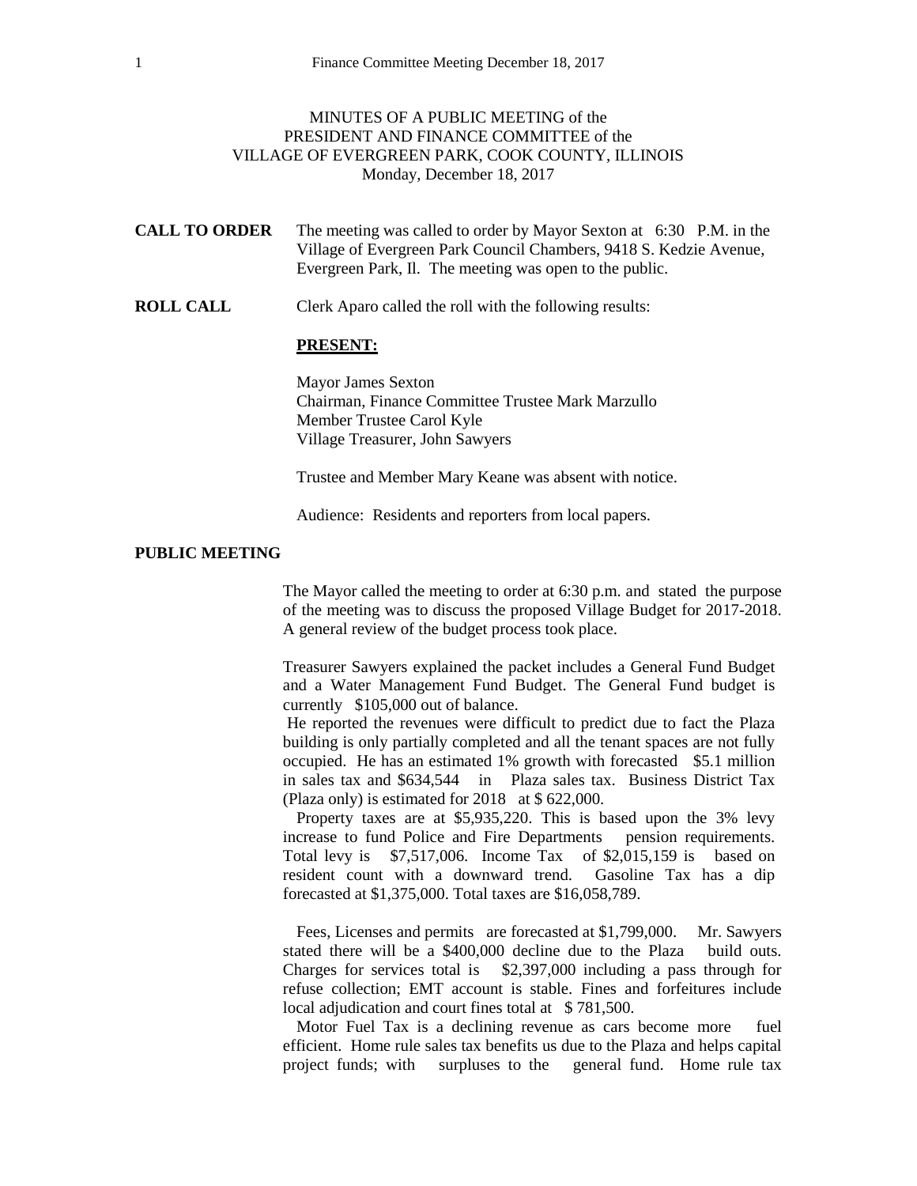MINUTES OF A PUBLIC MEETING of the
PRESIDENT AND FINANCE COMMITTEE of the
VILLAGE OF EVERGREEN PARK, COOK COUNTY, ILLINOIS
Monday, December 18, 2017

**CALL TO ORDER** The meeting was called to order by Mayor Sexton at 6:30 P.M. in the Village of Evergreen Park Council Chambers, 9418 S. Kedzie Avenue, Evergreen Park, Il. The meeting was open to the public.

**ROLL CALL** Clerk Aparo called the roll with the following results:

**PRESENT:**

Mayor James Sexton
Chairman, Finance Committee Trustee Mark Marzullo
Member Trustee Carol Kyle
Village Treasurer, John Sawyers

Trustee and Member Mary Keane was absent with notice.

Audience: Residents and reporters from local papers.

**PUBLIC MEETING**

The Mayor called the meeting to order at 6:30 p.m. and stated the purpose of the meeting was to discuss the proposed Village Budget for 2017-2018. A general review of the budget process took place.

Treasurer Sawyers explained the packet includes a General Fund Budget and a Water Management Fund Budget. The General Fund budget is currently $105,000 out of balance.

He reported the revenues were difficult to predict due to fact the Plaza building is only partially completed and all the tenant spaces are not fully occupied. He has an estimated 1% growth with forecasted $5.1 million in sales tax and $634,544 in Plaza sales tax. Business District Tax (Plaza only) is estimated for 2018 at $ 622,000.

Property taxes are at $5,935,220. This is based upon the 3% levy increase to fund Police and Fire Departments pension requirements. Total levy is $7,517,006. Income Tax of $2,015,159 is based on resident count with a downward trend. Gasoline Tax has a dip forecasted at $1,375,000. Total taxes are $16,058,789.

Fees, Licenses and permits are forecasted at $1,799,000. Mr. Sawyers stated there will be a $400,000 decline due to the Plaza build outs. Charges for services total is $2,397,000 including a pass through for refuse collection; EMT account is stable. Fines and forfeitures include local adjudication and court fines total at $ 781,500.

Motor Fuel Tax is a declining revenue as cars become more fuel efficient. Home rule sales tax benefits us due to the Plaza and helps capital project funds; with surpluses to the general fund. Home rule tax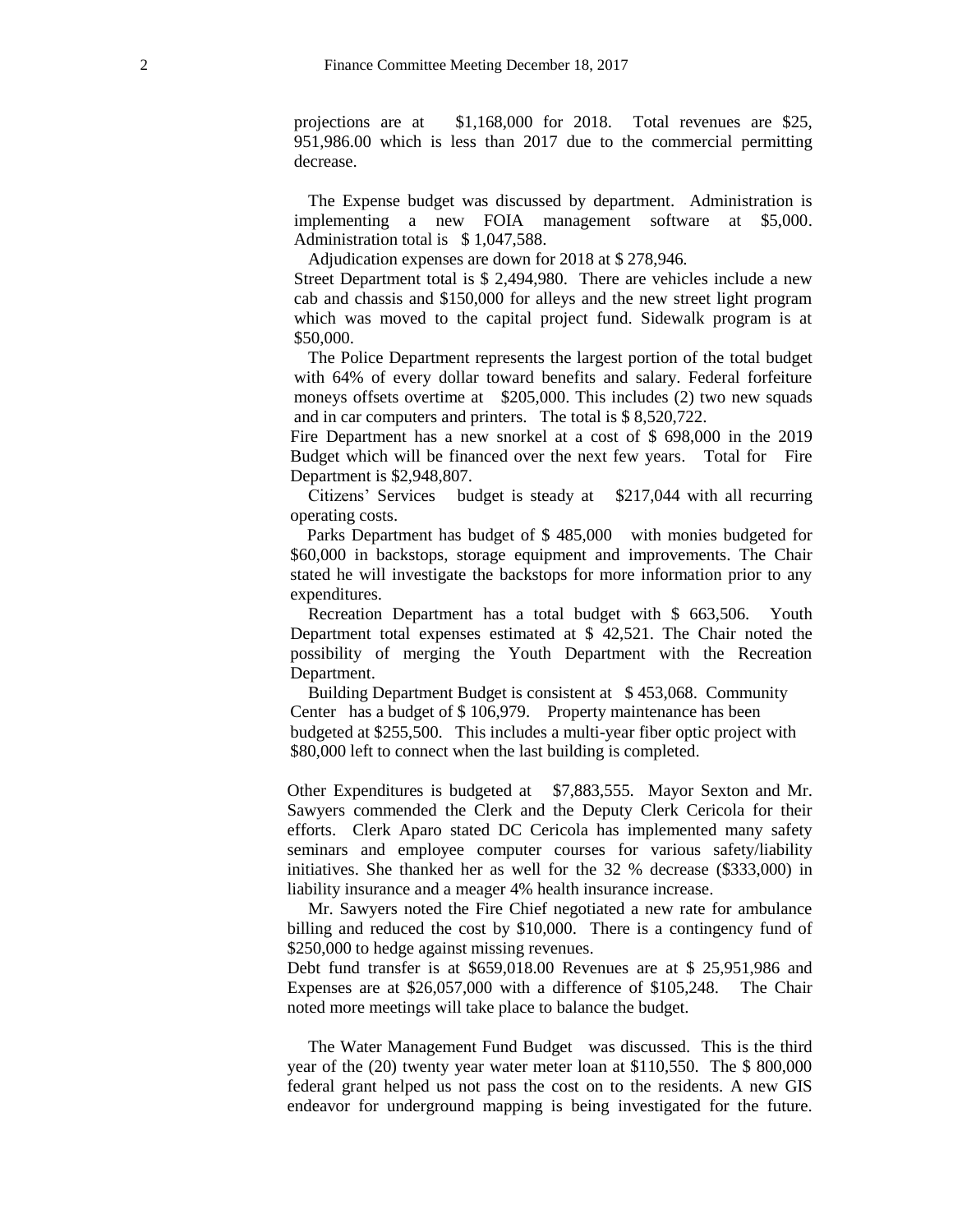projections are at $1,168,000 for 2018. Total revenues are $25, 951,986.00 which is less than 2017 due to the commercial permitting decrease.

The Expense budget was discussed by department. Administration is implementing a new FOIA management software at $5,000. Administration total is $ 1,047,588.

Adjudication expenses are down for 2018 at $ 278,946.

Street Department total is $ 2,494,980. There are vehicles include a new cab and chassis and $150,000 for alleys and the new street light program which was moved to the capital project fund. Sidewalk program is at $50,000.

The Police Department represents the largest portion of the total budget with 64% of every dollar toward benefits and salary. Federal forfeiture moneys offsets overtime at $205,000. This includes (2) two new squads and in car computers and printers. The total is $ 8,520,722.

Fire Department has a new snorkel at a cost of $ 698,000 in the 2019 Budget which will be financed over the next few years. Total for Fire Department is $2,948,807.

Citizens' Services budget is steady at $217,044 with all recurring operating costs.

Parks Department has budget of $ 485,000 with monies budgeted for $60,000 in backstops, storage equipment and improvements. The Chair stated he will investigate the backstops for more information prior to any expenditures.

Recreation Department has a total budget with $ 663,506. Youth Department total expenses estimated at $ 42,521. The Chair noted the possibility of merging the Youth Department with the Recreation Department.

Building Department Budget is consistent at $ 453,068. Community Center has a budget of $ 106,979. Property maintenance has been budgeted at $255,500. This includes a multi-year fiber optic project with $80,000 left to connect when the last building is completed.

Other Expenditures is budgeted at $7,883,555. Mayor Sexton and Mr. Sawyers commended the Clerk and the Deputy Clerk Cericola for their efforts. Clerk Aparo stated DC Cericola has implemented many safety seminars and employee computer courses for various safety/liability initiatives. She thanked her as well for the 32 % decrease ($333,000) in liability insurance and a meager 4% health insurance increase.

Mr. Sawyers noted the Fire Chief negotiated a new rate for ambulance billing and reduced the cost by $10,000. There is a contingency fund of $250,000 to hedge against missing revenues.

Debt fund transfer is at $659,018.00 Revenues are at $ 25,951,986 and Expenses are at $26,057,000 with a difference of $105,248. The Chair noted more meetings will take place to balance the budget.

The Water Management Fund Budget was discussed. This is the third year of the (20) twenty year water meter loan at $110,550. The $ 800,000 federal grant helped us not pass the cost on to the residents. A new GIS endeavor for underground mapping is being investigated for the future.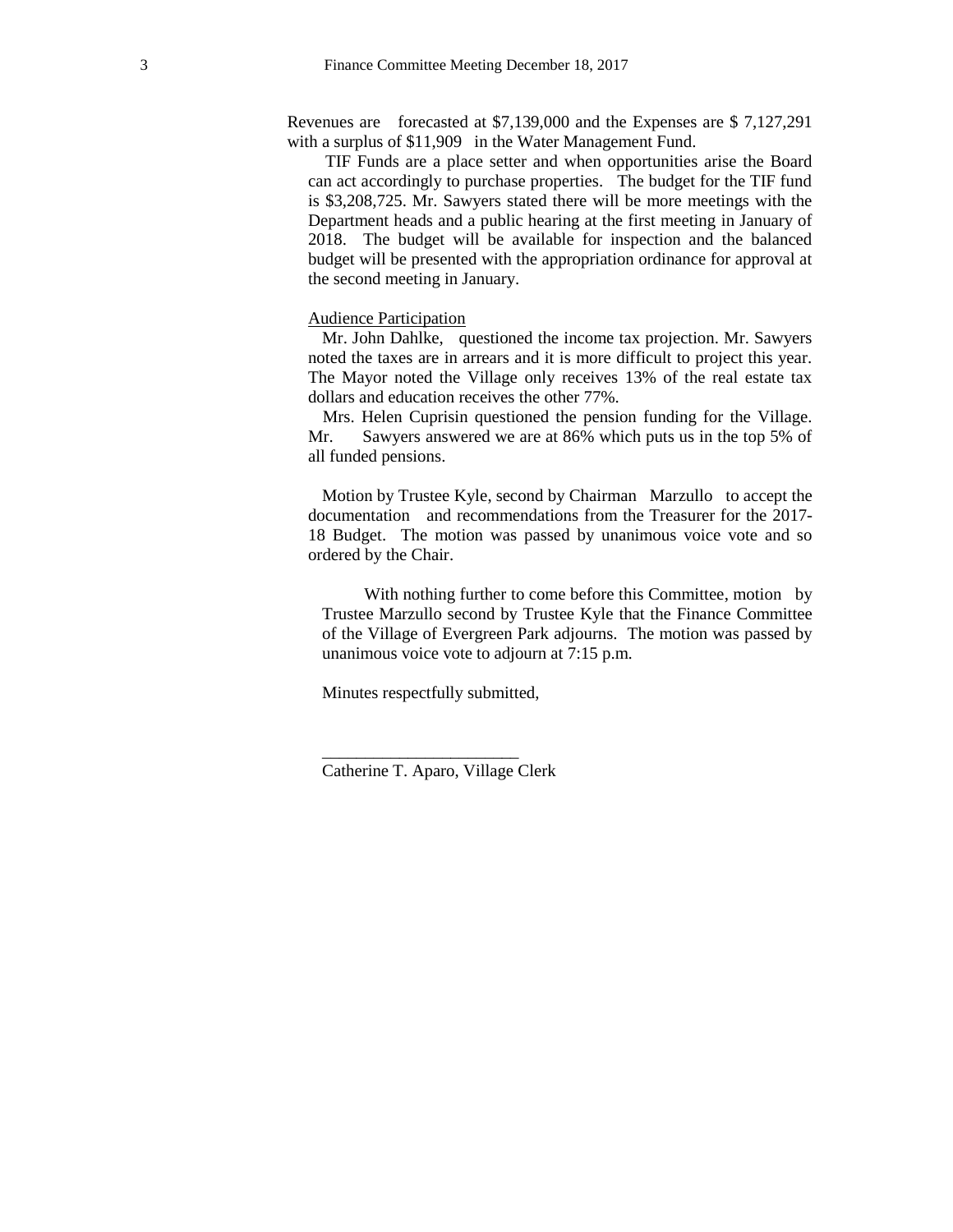Revenues are forecasted at $7,139,000 and the Expenses are $ 7,127,291 with a surplus of $11,909 in the Water Management Fund.

TIF Funds are a place setter and when opportunities arise the Board can act accordingly to purchase properties. The budget for the TIF fund is $3,208,725. Mr. Sawyers stated there will be more meetings with the Department heads and a public hearing at the first meeting in January of 2018. The budget will be available for inspection and the balanced budget will be presented with the appropriation ordinance for approval at the second meeting in January.

<u>Audience Participation</u>

Mr. John Dahlke, questioned the income tax projection. Mr. Sawyers noted the taxes are in arrears and it is more difficult to project this year. The Mayor noted the Village only receives 13% of the real estate tax dollars and education receives the other 77%.

Mrs. Helen Cuprisin questioned the pension funding for the Village. Mr. Sawyers answered we are at 86% which puts us in the top 5% of all funded pensions.

Motion by Trustee Kyle, second by Chairman Marzullo to accept the documentation and recommendations from the Treasurer for the 2017-18 Budget. The motion was passed by unanimous voice vote and so ordered by the Chair.

With nothing further to come before this Committee, motion by Trustee Marzullo second by Trustee Kyle that the Finance Committee of the Village of Evergreen Park adjourns. The motion was passed by unanimous voice vote to adjourn at 7:15 p.m.

Minutes respectfully submitted,

_______________________

Catherine T. Aparo, Village Clerk